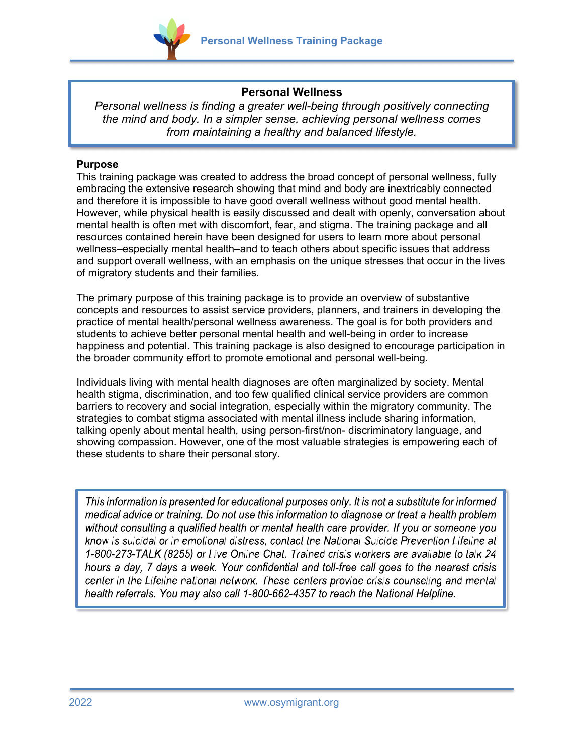## Personal Wellness

*Personal wellness is finding a greater well-being through positively connecting the mind and body. In a simpler sense, achieving personal wellness comes from maintaining a healthy and balanced lifestyle.*

**Purpose**

This training package was created to address the broad concept of personal wellness, fully embracing the extensive research showing that mind and body are inextricably connected and therefore it is impossible to have good overall wellness without good mental health. However, while physical health is easily discussed and dealt with openly, conversation about mental health is often met with discomfort, fear, and stigma. The training package and all resources contained herein have been designed for users to learn more about personal wellness–especially mental health–and to teach others about specific issues that address and support overall wellness, with an emphasis on the unique stresses that occur in the lives of migratory students and their families.

The primary purpose of this training package is to provide an overview of substantive concepts and resources to assist service providers, planners, and trainers in developing the practice of mental health/personal wellness awareness. The goal is for both providers and students to achieve better personal mental health and well-being in order to increase happiness and potential. This training package is also designed to encourage participation in the broader community effort to promote emotional and personal well-being.

Individuals living with mental health diagnoses are often marginalized by society. Mental health stigma, discrimination, and too few qualified clinical service providers are common barriers to recovery and social integration, especially within the migratory community. The strategies to combat stigma associated with mental illness include sharing information, talking openly about mental health, using person-first/non- discriminatory language, and showing compassion. However, one of the most valuable strategies is empowering each of these students to share their personal story.

*This information is presented for educational purposes only. It is not a substitute for informed medical advice or training. Do not use this information to diagnose or treat a health problem without consulting a qualified health or mental health care provider. If you or someone you know is suicidal or in emotional distress, contact the National Suicide Prevention Lifeline at 1-800-273-TALK (8255) or Live Online Chat. Trained crisis workers are available to talk 24 hours a day, 7 days a week. Your confidential and toll-free call goes to the nearest crisis center in the Lifeline national network. These centers provide crisis counseling and mental health referrals. You may also call 1-800-662-4357 to reach the National Helpline.*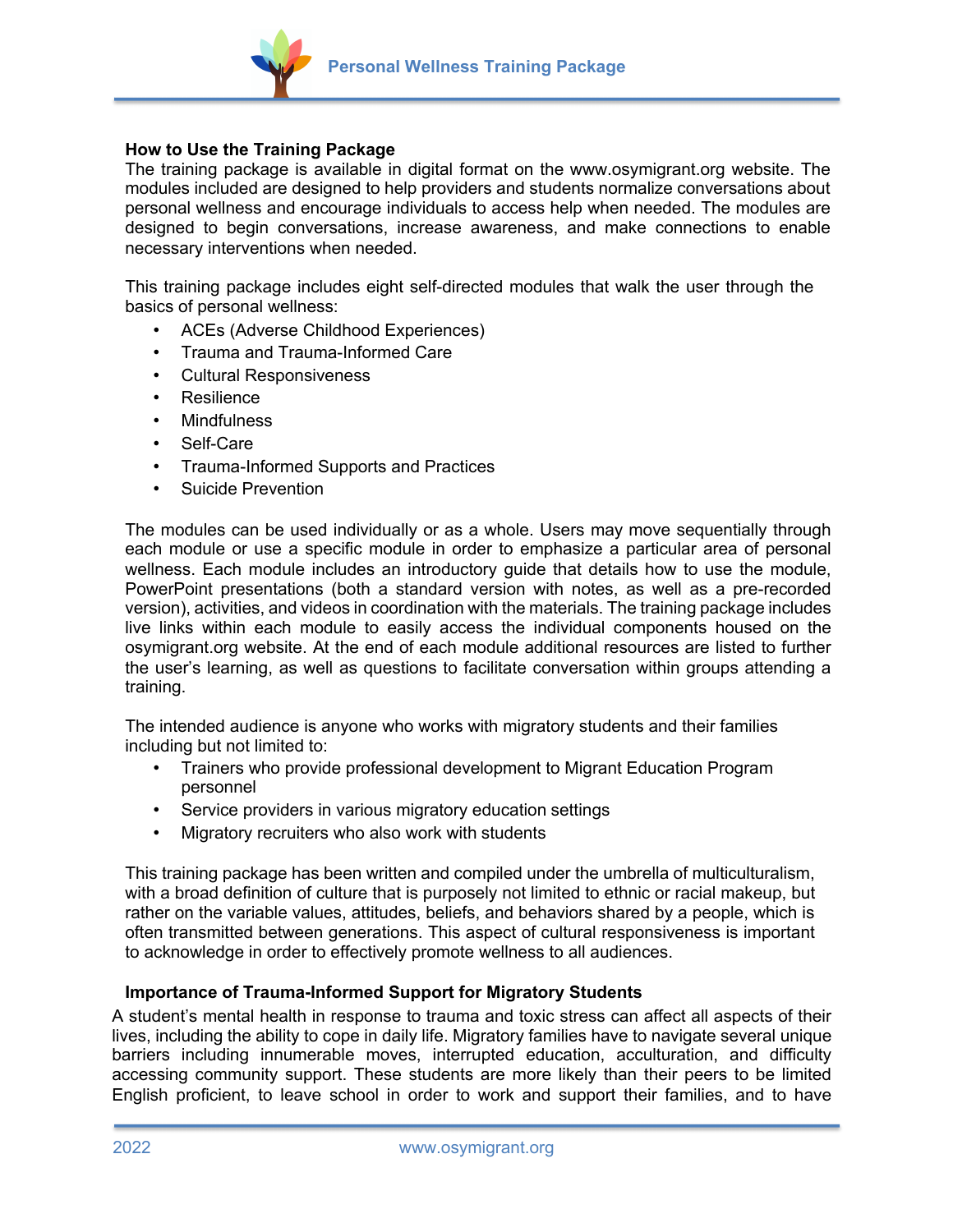### How to Use the Training Package

The training package is available in digital format on the www.osymigrant.org website. The modules included are designed to help providers and students normalize conversations about personal wellness and encourage individuals to access help when needed. The modules are designed to begin conversations, increase awareness, and make connections to enable necessary interventions when needed.

This training package includes eight self-directed modules that walk the user through the basics of personal wellness:

- ACEs (Adverse Childhood Experiences)
- Trauma and Trauma-Informed Care
- Cultural Responsiveness
- Resilience
- Mindfulness
- Self-Care
- Trauma-Informed Supports and Practices
- Suicide Prevention

The modules can be used individually or as a whole. Users may move sequentially through each module or use a specific module in order to emphasize a particular area of personal wellness. Each module includes an introductory guide that details how to use the module, PowerPoint presentations (both a standard version with notes, as well as a pre-recorded version), activities, and videos in coordination with the materials. The training package includes live links within each module to easily access the individual components housed on the osymigrant.org website. At the end of each module additional resources are listed to further the user's learning, as well as questions to facilitate conversation within groups attending a training.

The intended audience is anyone who works with migratory students and their families including but not limited to:

- Trainers who provide professional development to Migrant Education Program personnel
- Service providers in various migratory education settings
- Migratory recruiters who also work with students

This training package has been written and compiled under the umbrella of multiculturalism, with a broad definition of culture that is purposely not limited to ethnic or racial makeup, but rather on the variable values, attitudes, beliefs, and behaviors shared by a people, which is often transmitted between generations. This aspect of cultural responsiveness is important to acknowledge in order to effectively promote wellness to all audiences.

### Importance of Trauma-Informed Support for Migratory Students

A student's mental health in response to trauma and toxic stress can affect all aspects of their lives, including the ability to cope in daily life. Migratory families have to navigate several unique barriers including innumerable moves, interrupted education, acculturation, and difficulty accessing community support. These students are more likely than their peers to be limited English proficient, to leave school in order to work and support their families, and to have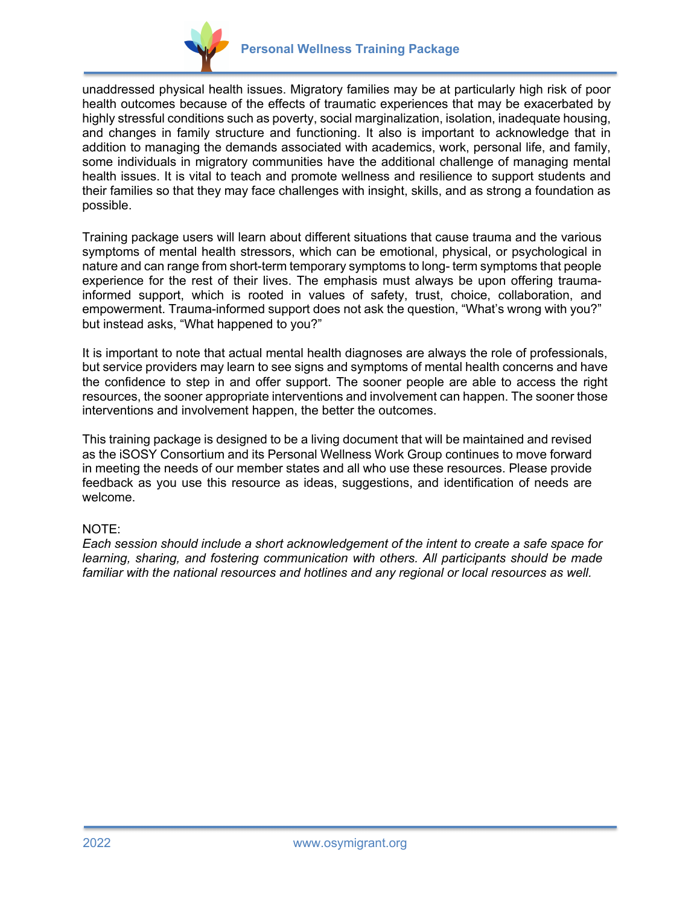unaddressed physical health issues. Migratory families may be at particularly high risk of poor health outcomes because of the effects of traumatic experiences that may be exacerbated by highly stressful conditions such as poverty, social marginalization, isolation, inadequate housing, and changes in family structure and functioning. It also is important to acknowledge that in addition to managing the demands associated with academics, work, personal life, and family, some individuals in migratory communities have the additional challenge of managing mental health issues. It is vital to teach and promote wellness and resilience to support students and their families so that they may face challenges with insight, skills, and as strong a foundation as possible.

Training package users will learn about different situations that cause trauma and the various symptoms of mental health stressors, which can be emotional, physical, or psychological in nature and can range from short-term temporary symptoms to long- term symptoms that people experience for the rest of their lives. The emphasis must always be upon offering trauma-informed support, which is rooted in values of safety, trust, choice, collaboration, and empowerment. Trauma-informed support does not ask the question, "What's wrong with you?" but instead asks, "What happened to you?"

It is important to note that actual mental health diagnoses are always the role of professionals, but service providers may learn to see signs and symptoms of mental health concerns and have the confidence to step in and offer support. The sooner people are able to access the right resources, the sooner appropriate interventions and involvement can happen. The sooner those interventions and involvement happen, the better the outcomes.

This training package is designed to be a living document that will be maintained and revised as the iSOSY Consortium and its Personal Wellness Work Group continues to move forward in meeting the needs of our member states and all who use these resources. Please provide feedback as you use this resource as ideas, suggestions, and identification of needs are welcome.

NOTE:
*Each session should include a short acknowledgement of the intent to create a safe space for learning, sharing, and fostering communication with others. All participants should be made familiar with the national resources and hotlines and any regional or local resources as well.*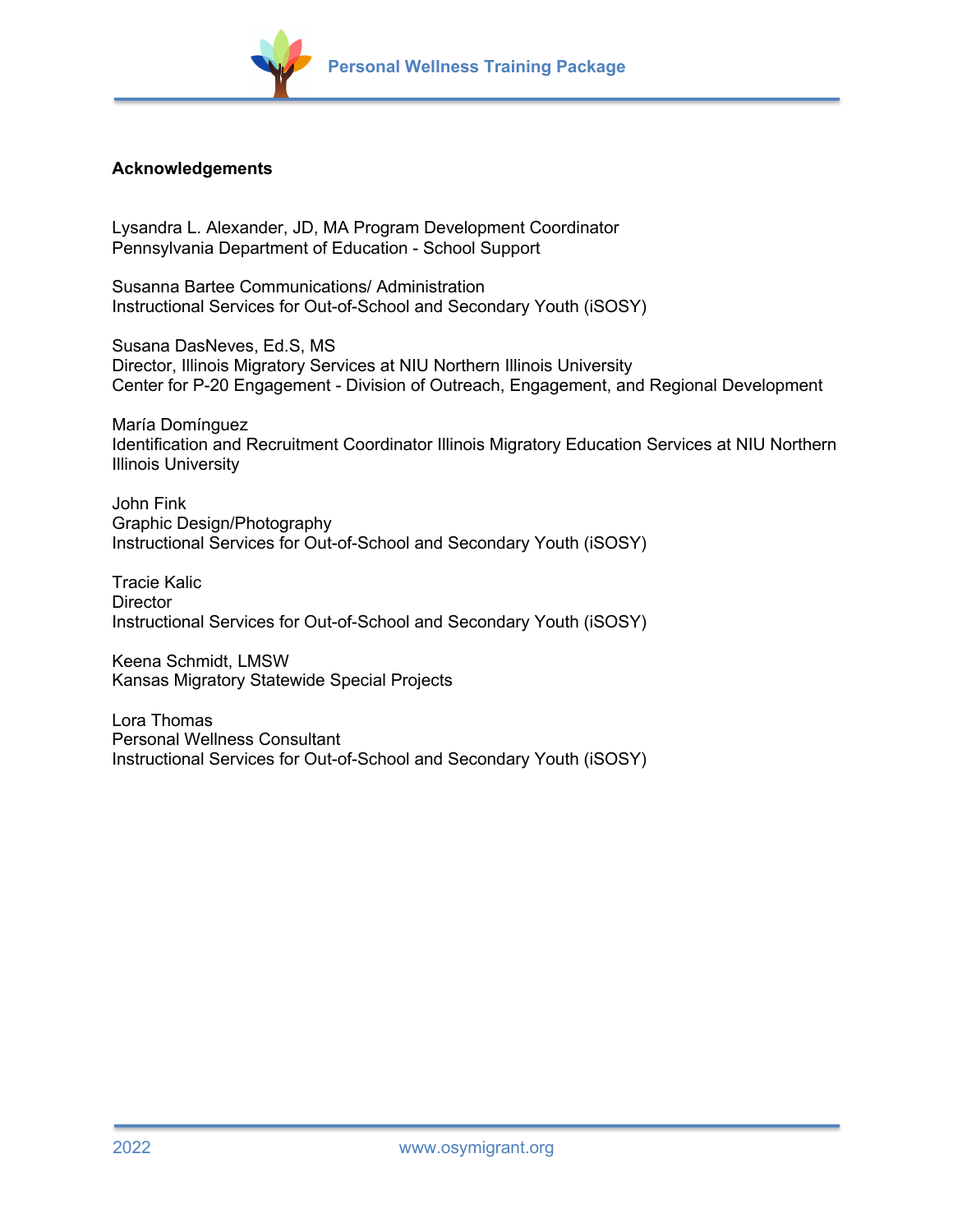**Acknowledgements**

Lysandra L. Alexander, JD, MA Program Development Coordinator
Pennsylvania Department of Education - School Support

Susanna Bartee Communications/ Administration
Instructional Services for Out-of-School and Secondary Youth (iSOSY)

Susana DasNeves, Ed.S, MS
Director, Illinois Migratory Services at NIU Northern Illinois University
Center for P-20 Engagement - Division of Outreach, Engagement, and Regional Development

María Domínguez
Identification and Recruitment Coordinator Illinois Migratory Education Services at NIU Northern Illinois University

John Fink
Graphic Design/Photography
Instructional Services for Out-of-School and Secondary Youth (iSOSY)

Tracie Kalic
Director
Instructional Services for Out-of-School and Secondary Youth (iSOSY)

Keena Schmidt, LMSW
Kansas Migratory Statewide Special Projects

Lora Thomas
Personal Wellness Consultant
Instructional Services for Out-of-School and Secondary Youth (iSOSY)